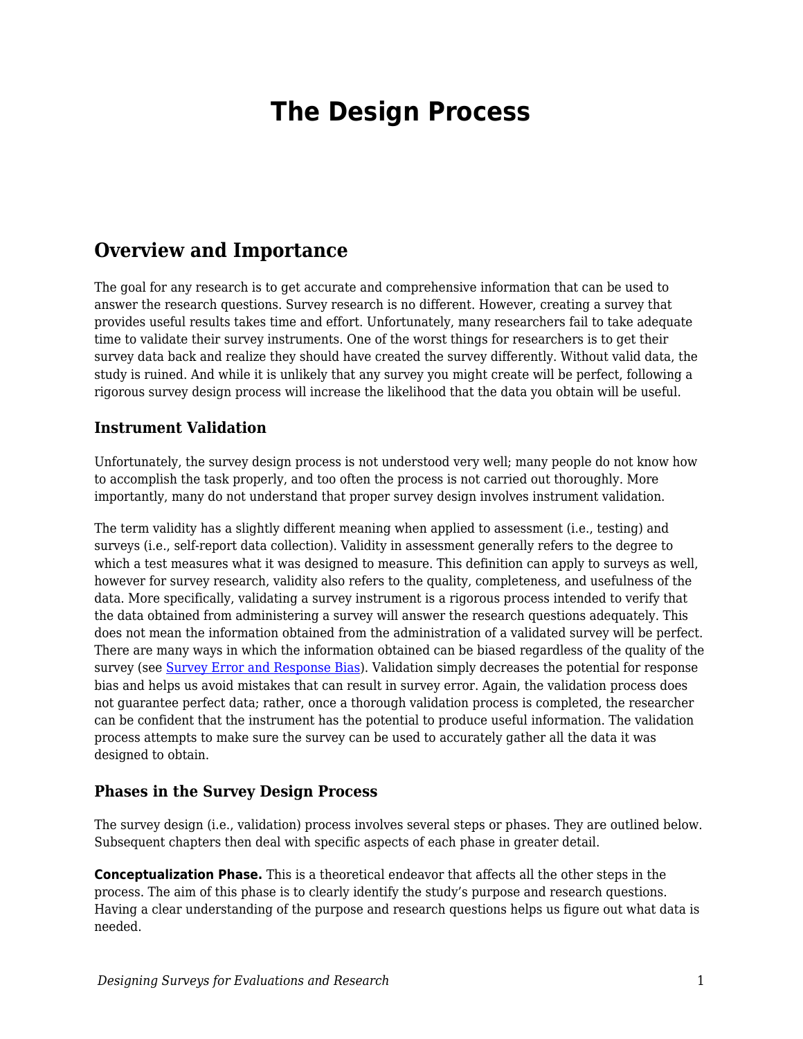# The Design Process

## Overview and Importance

The goal for any research is to get accurate and comprehensive information that can be used to answer the research questions. Survey research is no different. However, creating a survey that provides useful results takes time and effort. Unfortunately, many researchers fail to take adequate time to validate their survey instruments. One of the worst things for researchers is to get their survey data back and realize they should have created the survey differently. Without valid data, the study is ruined. And while it is unlikely that any survey you might create will be perfect, following a rigorous survey design process will increase the likelihood that the data you obtain will be useful.

### Instrument Validation

Unfortunately, the survey design process is not understood very well; many people do not know how to accomplish the task properly, and too often the process is not carried out thoroughly. More importantly, many do not understand that proper survey design involves instrument validation.

The term validity has a slightly different meaning when applied to assessment (i.e., testing) and surveys (i.e., self-report data collection). Validity in assessment generally refers to the degree to which a test measures what it was designed to measure. This definition can apply to surveys as well, however for survey research, validity also refers to the quality, completeness, and usefulness of the data. More specifically, validating a survey instrument is a rigorous process intended to verify that the data obtained from administering a survey will answer the research questions adequately. This does not mean the information obtained from the administration of a validated survey will be perfect. There are many ways in which the information obtained can be biased regardless of the quality of the survey (see [Survey Error and Response Bias]). Validation simply decreases the potential for response bias and helps us avoid mistakes that can result in survey error. Again, the validation process does not guarantee perfect data; rather, once a thorough validation process is completed, the researcher can be confident that the instrument has the potential to produce useful information. The validation process attempts to make sure the survey can be used to accurately gather all the data it was designed to obtain.

### Phases in the Survey Design Process

The survey design (i.e., validation) process involves several steps or phases. They are outlined below. Subsequent chapters then deal with specific aspects of each phase in greater detail.

**Conceptualization Phase.** This is a theoretical endeavor that affects all the other steps in the process. The aim of this phase is to clearly identify the study's purpose and research questions. Having a clear understanding of the purpose and research questions helps us figure out what data is needed.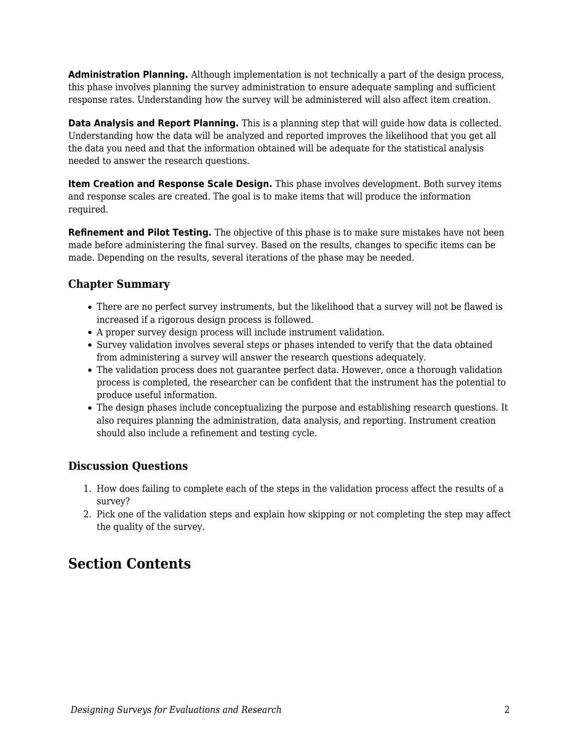**Administration Planning.** Although implementation is not technically a part of the design process, this phase involves planning the survey administration to ensure adequate sampling and sufficient response rates. Understanding how the survey will be administered will also affect item creation.

**Data Analysis and Report Planning.** This is a planning step that will guide how data is collected. Understanding how the data will be analyzed and reported improves the likelihood that you get all the data you need and that the information obtained will be adequate for the statistical analysis needed to answer the research questions.

**Item Creation and Response Scale Design.** This phase involves development. Both survey items and response scales are created. The goal is to make items that will produce the information required.

**Refinement and Pilot Testing.** The objective of this phase is to make sure mistakes have not been made before administering the final survey. Based on the results, changes to specific items can be made. Depending on the results, several iterations of the phase may be needed.

### Chapter Summary

- There are no perfect survey instruments, but the likelihood that a survey will not be flawed is increased if a rigorous design process is followed.
- A proper survey design process will include instrument validation.
- Survey validation involves several steps or phases intended to verify that the data obtained from administering a survey will answer the research questions adequately.
- The validation process does not guarantee perfect data. However, once a thorough validation process is completed, the researcher can be confident that the instrument has the potential to produce useful information.
- The design phases include conceptualizing the purpose and establishing research questions. It also requires planning the administration, data analysis, and reporting. Instrument creation should also include a refinement and testing cycle.

### Discussion Questions

1. How does failing to complete each of the steps in the validation process affect the results of a survey?
2. Pick one of the validation steps and explain how skipping or not completing the step may affect the quality of the survey.

## Section Contents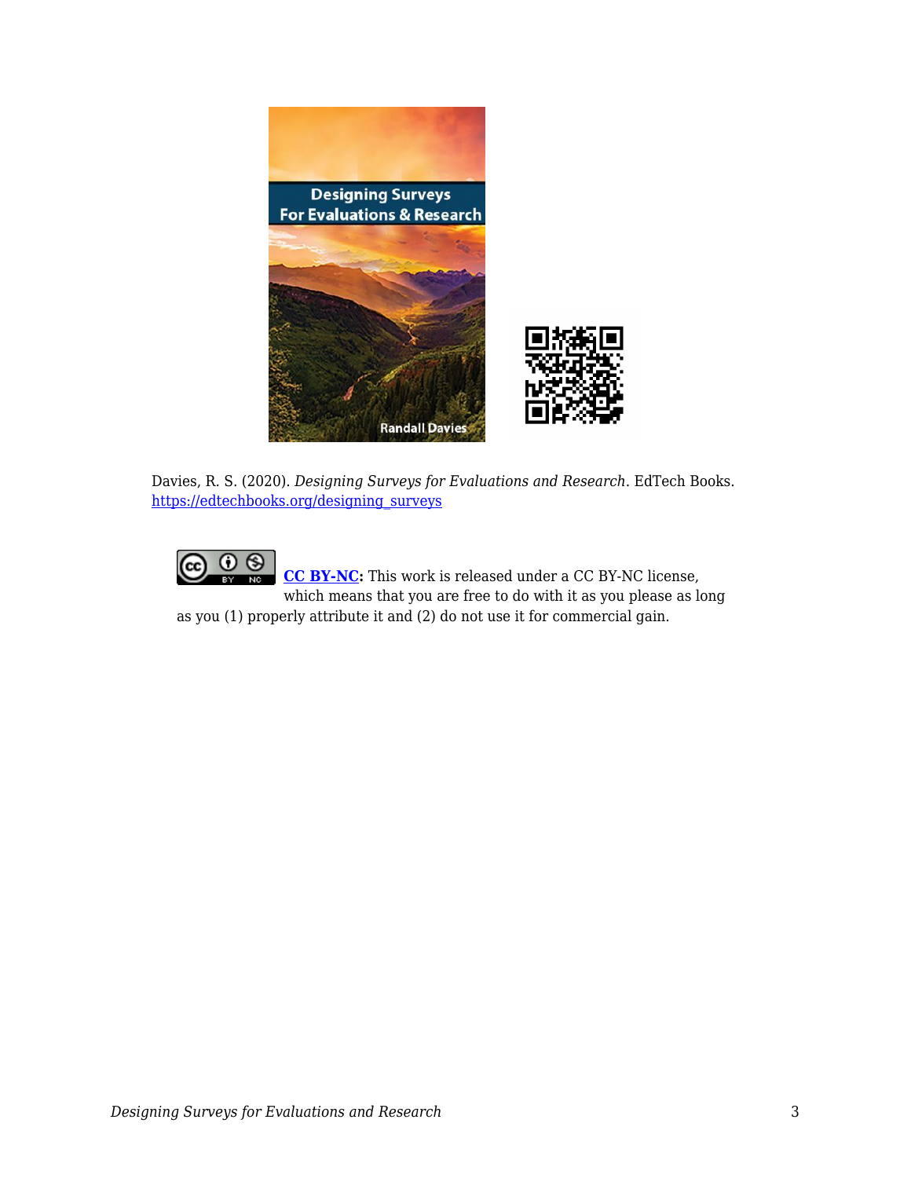Davies, R. S. (2020). *Designing Surveys for Evaluations and Research*. EdTech Books. [https://edtechbooks.org/designing_surveys](https://edtechbooks.org/designing_surveys)

**[CC BY-NC](https://creativecommons.org/licenses/by-nc/4.0/):** This work is released under a CC BY-NC license, which means that you are free to do with it as you please as long as you (1) properly attribute it and (2) do not use it for commercial gain.